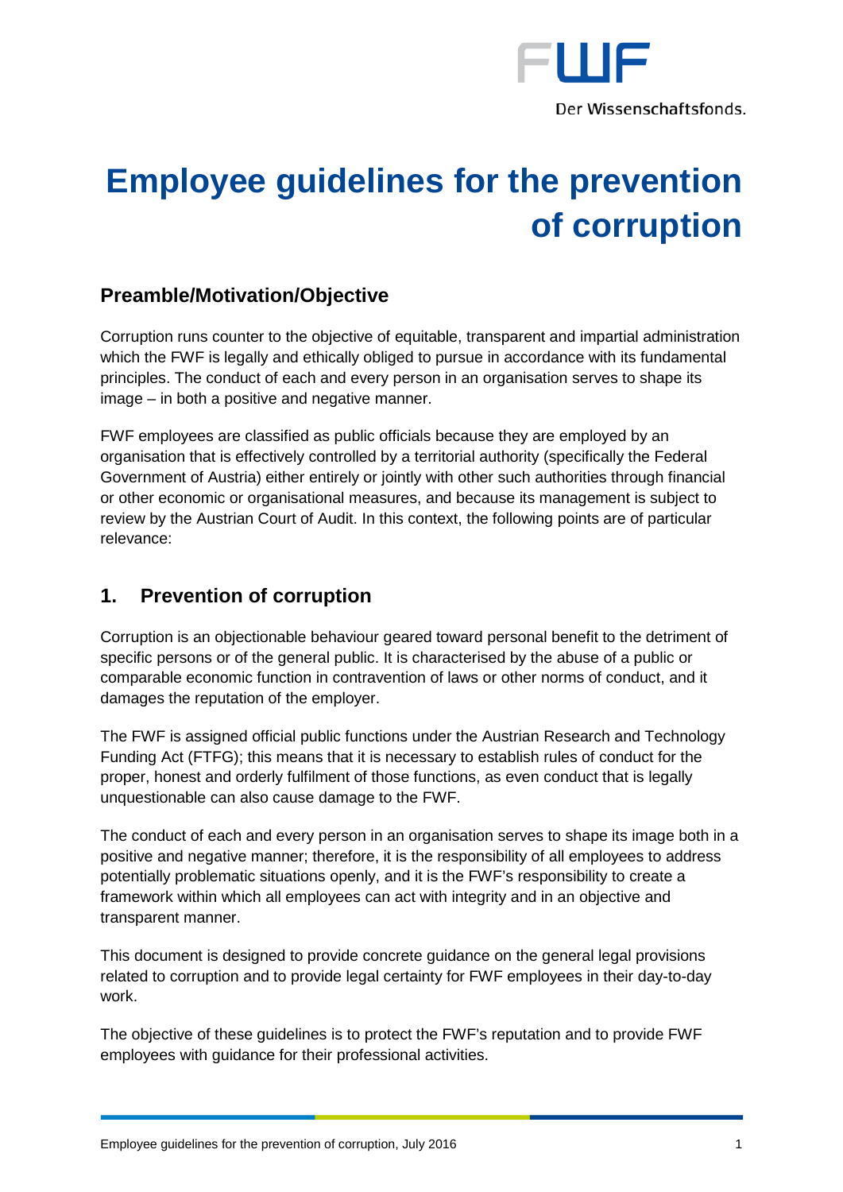# Employee guidelines for the prevention of corruption

## Preamble/Motivation/Objective

Corruption runs counter to the objective of equitable, transparent and impartial administration which the FWF is legally and ethically obliged to pursue in accordance with its fundamental principles. The conduct of each and every person in an organisation serves to shape its image – in both a positive and negative manner.

FWF employees are classified as public officials because they are employed by an organisation that is effectively controlled by a territorial authority (specifically the Federal Government of Austria) either entirely or jointly with other such authorities through financial or other economic or organisational measures, and because its management is subject to review by the Austrian Court of Audit. In this context, the following points are of particular relevance:

## 1. Prevention of corruption

Corruption is an objectionable behaviour geared toward personal benefit to the detriment of specific persons or of the general public. It is characterised by the abuse of a public or comparable economic function in contravention of laws or other norms of conduct, and it damages the reputation of the employer.

The FWF is assigned official public functions under the Austrian Research and Technology Funding Act (FTFG); this means that it is necessary to establish rules of conduct for the proper, honest and orderly fulfilment of those functions, as even conduct that is legally unquestionable can also cause damage to the FWF.

The conduct of each and every person in an organisation serves to shape its image both in a positive and negative manner; therefore, it is the responsibility of all employees to address potentially problematic situations openly, and it is the FWF's responsibility to create a framework within which all employees can act with integrity and in an objective and transparent manner.

This document is designed to provide concrete guidance on the general legal provisions related to corruption and to provide legal certainty for FWF employees in their day-to-day work.

The objective of these guidelines is to protect the FWF's reputation and to provide FWF employees with guidance for their professional activities.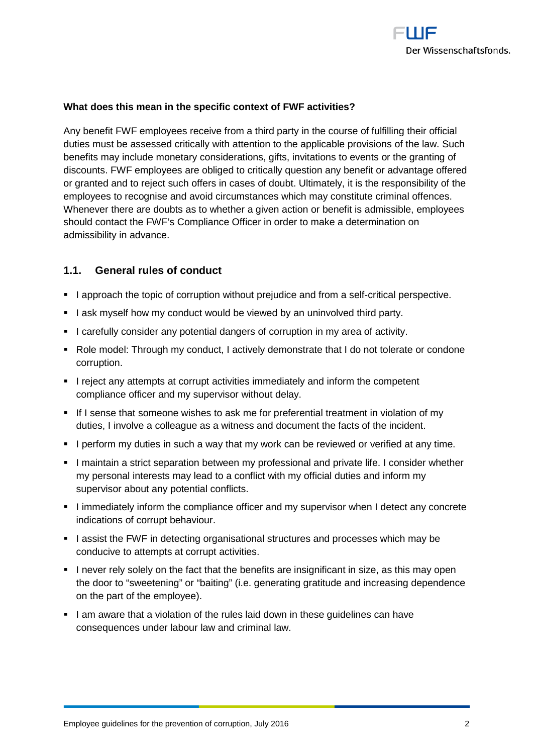**What does this mean in the specific context of FWF activities?**

Any benefit FWF employees receive from a third party in the course of fulfilling their official duties must be assessed critically with attention to the applicable provisions of the law. Such benefits may include monetary considerations, gifts, invitations to events or the granting of discounts. FWF employees are obliged to critically question any benefit or advantage offered or granted and to reject such offers in cases of doubt. Ultimately, it is the responsibility of the employees to recognise and avoid circumstances which may constitute criminal offences. Whenever there are doubts as to whether a given action or benefit is admissible, employees should contact the FWF's Compliance Officer in order to make a determination on admissibility in advance.

## 1.1. General rules of conduct

- I approach the topic of corruption without prejudice and from a self-critical perspective.
- I ask myself how my conduct would be viewed by an uninvolved third party.
- I carefully consider any potential dangers of corruption in my area of activity.
- Role model: Through my conduct, I actively demonstrate that I do not tolerate or condone corruption.
- I reject any attempts at corrupt activities immediately and inform the competent compliance officer and my supervisor without delay.
- If I sense that someone wishes to ask me for preferential treatment in violation of my duties, I involve a colleague as a witness and document the facts of the incident.
- I perform my duties in such a way that my work can be reviewed or verified at any time.
- I maintain a strict separation between my professional and private life. I consider whether my personal interests may lead to a conflict with my official duties and inform my supervisor about any potential conflicts.
- I immediately inform the compliance officer and my supervisor when I detect any concrete indications of corrupt behaviour.
- I assist the FWF in detecting organisational structures and processes which may be conducive to attempts at corrupt activities.
- I never rely solely on the fact that the benefits are insignificant in size, as this may open the door to "sweetening" or "baiting" (i.e. generating gratitude and increasing dependence on the part of the employee).
- I am aware that a violation of the rules laid down in these guidelines can have consequences under labour law and criminal law.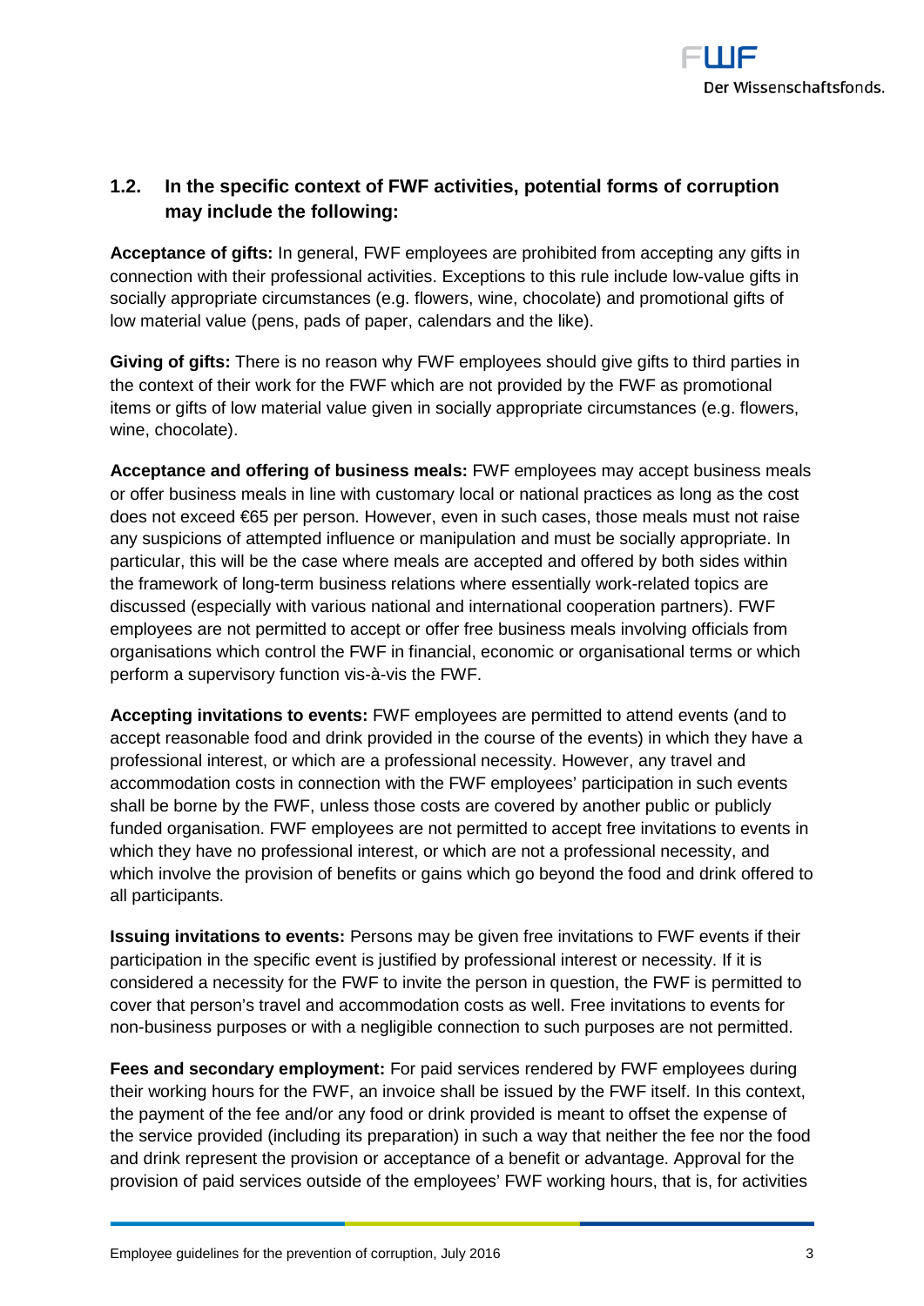## 1.2. In the specific context of FWF activities, potential forms of corruption may include the following:

**Acceptance of gifts:** In general, FWF employees are prohibited from accepting any gifts in connection with their professional activities. Exceptions to this rule include low-value gifts in socially appropriate circumstances (e.g. flowers, wine, chocolate) and promotional gifts of low material value (pens, pads of paper, calendars and the like).

**Giving of gifts:** There is no reason why FWF employees should give gifts to third parties in the context of their work for the FWF which are not provided by the FWF as promotional items or gifts of low material value given in socially appropriate circumstances (e.g. flowers, wine, chocolate).

**Acceptance and offering of business meals:** FWF employees may accept business meals or offer business meals in line with customary local or national practices as long as the cost does not exceed €65 per person. However, even in such cases, those meals must not raise any suspicions of attempted influence or manipulation and must be socially appropriate. In particular, this will be the case where meals are accepted and offered by both sides within the framework of long-term business relations where essentially work-related topics are discussed (especially with various national and international cooperation partners). FWF employees are not permitted to accept or offer free business meals involving officials from organisations which control the FWF in financial, economic or organisational terms or which perform a supervisory function vis-à-vis the FWF.

**Accepting invitations to events:** FWF employees are permitted to attend events (and to accept reasonable food and drink provided in the course of the events) in which they have a professional interest, or which are a professional necessity. However, any travel and accommodation costs in connection with the FWF employees' participation in such events shall be borne by the FWF, unless those costs are covered by another public or publicly funded organisation. FWF employees are not permitted to accept free invitations to events in which they have no professional interest, or which are not a professional necessity, and which involve the provision of benefits or gains which go beyond the food and drink offered to all participants.

**Issuing invitations to events:** Persons may be given free invitations to FWF events if their participation in the specific event is justified by professional interest or necessity. If it is considered a necessity for the FWF to invite the person in question, the FWF is permitted to cover that person's travel and accommodation costs as well. Free invitations to events for non-business purposes or with a negligible connection to such purposes are not permitted.

**Fees and secondary employment:** For paid services rendered by FWF employees during their working hours for the FWF, an invoice shall be issued by the FWF itself. In this context, the payment of the fee and/or any food or drink provided is meant to offset the expense of the service provided (including its preparation) in such a way that neither the fee nor the food and drink represent the provision or acceptance of a benefit or advantage. Approval for the provision of paid services outside of the employees' FWF working hours, that is, for activities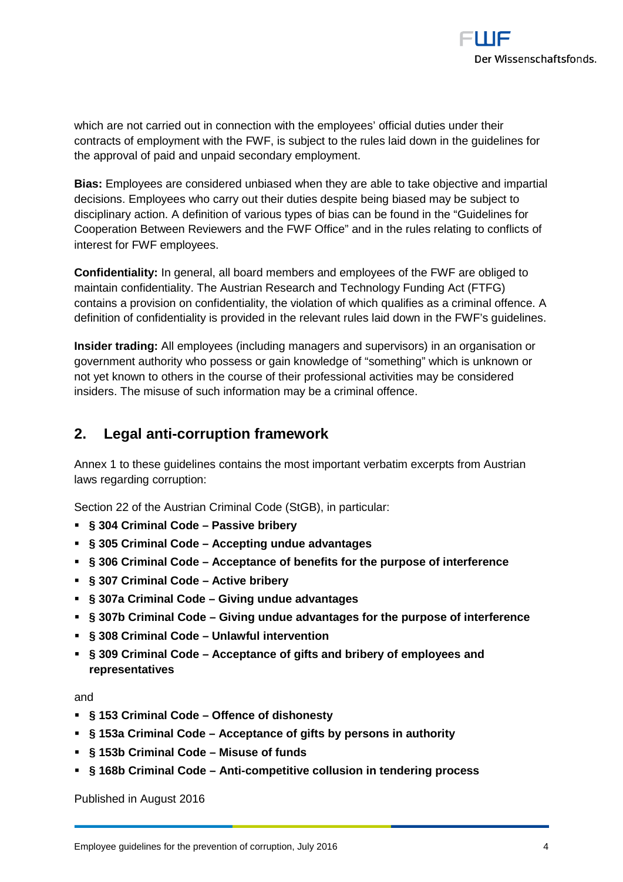which are not carried out in connection with the employees' official duties under their contracts of employment with the FWF, is subject to the rules laid down in the guidelines for the approval of paid and unpaid secondary employment.

**Bias:** Employees are considered unbiased when they are able to take objective and impartial decisions. Employees who carry out their duties despite being biased may be subject to disciplinary action. A definition of various types of bias can be found in the "Guidelines for Cooperation Between Reviewers and the FWF Office" and in the rules relating to conflicts of interest for FWF employees.

**Confidentiality:** In general, all board members and employees of the FWF are obliged to maintain confidentiality. The Austrian Research and Technology Funding Act (FTFG) contains a provision on confidentiality, the violation of which qualifies as a criminal offence. A definition of confidentiality is provided in the relevant rules laid down in the FWF's guidelines.

**Insider trading:** All employees (including managers and supervisors) in an organisation or government authority who possess or gain knowledge of "something" which is unknown or not yet known to others in the course of their professional activities may be considered insiders. The misuse of such information may be a criminal offence.

## 2. Legal anti-corruption framework

Annex 1 to these guidelines contains the most important verbatim excerpts from Austrian laws regarding corruption:

Section 22 of the Austrian Criminal Code (StGB), in particular:

- **§ 304 Criminal Code – Passive bribery**
- **§ 305 Criminal Code – Accepting undue advantages**
- **§ 306 Criminal Code – Acceptance of benefits for the purpose of interference**
- **§ 307 Criminal Code – Active bribery**
- **§ 307a Criminal Code – Giving undue advantages**
- **§ 307b Criminal Code – Giving undue advantages for the purpose of interference**
- **§ 308 Criminal Code – Unlawful intervention**
- **§ 309 Criminal Code – Acceptance of gifts and bribery of employees and representatives**

and

- **§ 153 Criminal Code – Offence of dishonesty**
- **§ 153a Criminal Code – Acceptance of gifts by persons in authority**
- **§ 153b Criminal Code – Misuse of funds**
- **§ 168b Criminal Code – Anti-competitive collusion in tendering process**

Published in August 2016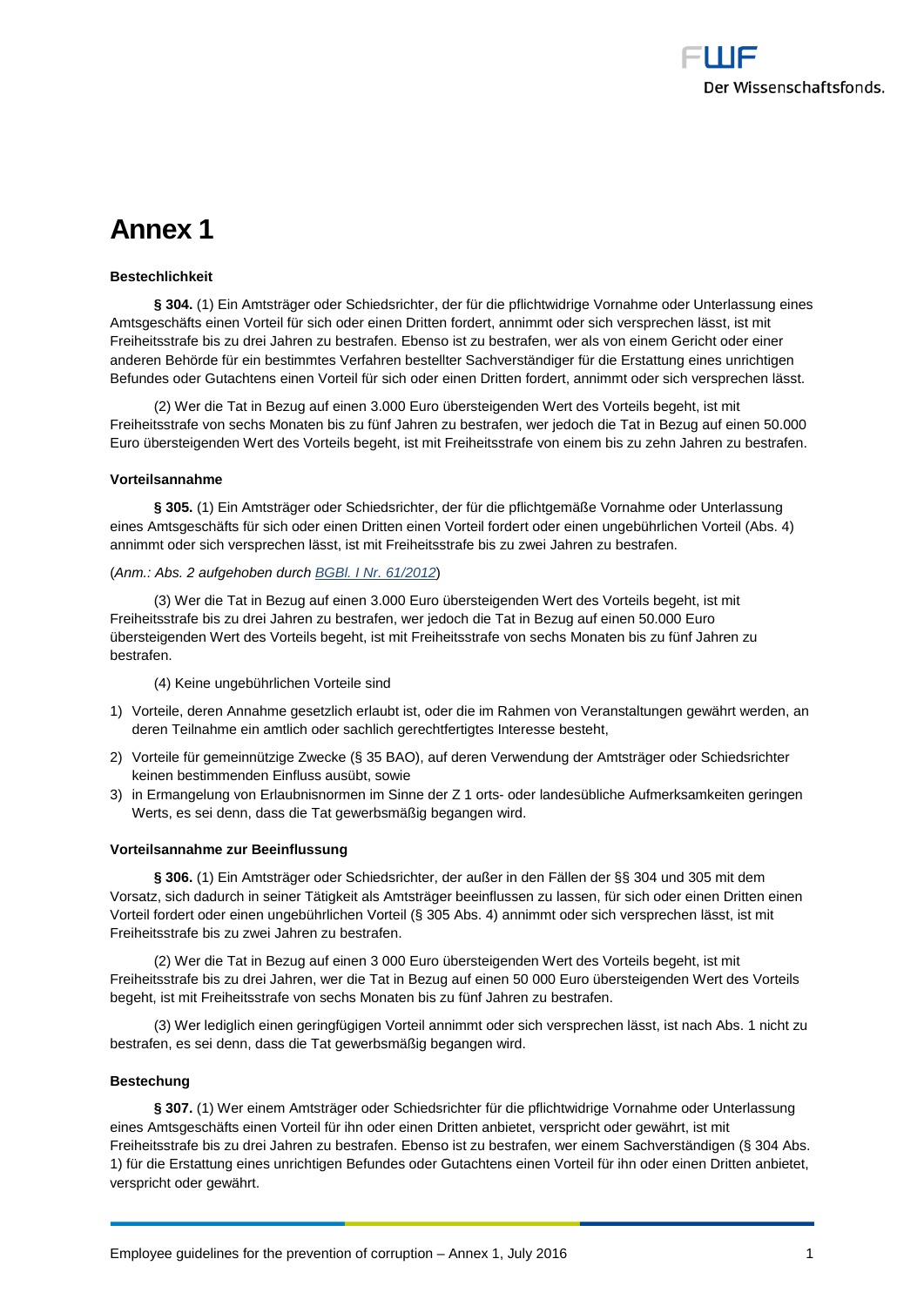# Annex 1

**Bestechlichkeit**

**§ 304.** (1) Ein Amtsträger oder Schiedsrichter, der für die pflichtwidrige Vornahme oder Unterlassung eines Amtsgeschäfts einen Vorteil für sich oder einen Dritten fordert, annimmt oder sich versprechen lässt, ist mit Freiheitsstrafe bis zu drei Jahren zu bestrafen. Ebenso ist zu bestrafen, wer als von einem Gericht oder einer anderen Behörde für ein bestimmtes Verfahren bestellter Sachverständiger für die Erstattung eines unrichtigen Befundes oder Gutachtens einen Vorteil für sich oder einen Dritten fordert, annimmt oder sich versprechen lässt.

(2) Wer die Tat in Bezug auf einen 3.000 Euro übersteigenden Wert des Vorteils begeht, ist mit Freiheitsstrafe von sechs Monaten bis zu fünf Jahren zu bestrafen, wer jedoch die Tat in Bezug auf einen 50.000 Euro übersteigenden Wert des Vorteils begeht, ist mit Freiheitsstrafe von einem bis zu zehn Jahren zu bestrafen.

**Vorteilsannahme**

**§ 305.** (1) Ein Amtsträger oder Schiedsrichter, der für die pflichtgemäße Vornahme oder Unterlassung eines Amtsgeschäfts für sich oder einen Dritten einen Vorteil fordert oder einen ungebührlichen Vorteil (Abs. 4) annimmt oder sich versprechen lässt, ist mit Freiheitsstrafe bis zu zwei Jahren zu bestrafen.

(*Anm.: Abs. 2 aufgehoben durch [BGBl. I Nr. 61/2012]*)

(3) Wer die Tat in Bezug auf einen 3.000 Euro übersteigenden Wert des Vorteils begeht, ist mit Freiheitsstrafe bis zu drei Jahren zu bestrafen, wer jedoch die Tat in Bezug auf einen 50.000 Euro übersteigenden Wert des Vorteils begeht, ist mit Freiheitsstrafe von sechs Monaten bis zu fünf Jahren zu bestrafen.

(4) Keine ungebührlichen Vorteile sind

1) Vorteile, deren Annahme gesetzlich erlaubt ist, oder die im Rahmen von Veranstaltungen gewährt werden, an deren Teilnahme ein amtlich oder sachlich gerechtfertigtes Interesse besteht,
2) Vorteile für gemeinnützige Zwecke (§ 35 BAO), auf deren Verwendung der Amtsträger oder Schiedsrichter keinen bestimmenden Einfluss ausübt, sowie
3) in Ermangelung von Erlaubnisnormen im Sinne der Z 1 orts- oder landesübliche Aufmerksamkeiten geringen Werts, es sei denn, dass die Tat gewerbsmäßig begangen wird.

**Vorteilsannahme zur Beeinflussung**

**§ 306.** (1) Ein Amtsträger oder Schiedsrichter, der außer in den Fällen der §§ 304 und 305 mit dem Vorsatz, sich dadurch in seiner Tätigkeit als Amtsträger beeinflussen zu lassen, für sich oder einen Dritten einen Vorteil fordert oder einen ungebührlichen Vorteil (§ 305 Abs. 4) annimmt oder sich versprechen lässt, ist mit Freiheitsstrafe bis zu zwei Jahren zu bestrafen.

(2) Wer die Tat in Bezug auf einen 3 000 Euro übersteigenden Wert des Vorteils begeht, ist mit Freiheitsstrafe bis zu drei Jahren, wer die Tat in Bezug auf einen 50 000 Euro übersteigenden Wert des Vorteils begeht, ist mit Freiheitsstrafe von sechs Monaten bis zu fünf Jahren zu bestrafen.

(3) Wer lediglich einen geringfügigen Vorteil annimmt oder sich versprechen lässt, ist nach Abs. 1 nicht zu bestrafen, es sei denn, dass die Tat gewerbsmäßig begangen wird.

**Bestechung**

**§ 307.** (1) Wer einem Amtsträger oder Schiedsrichter für die pflichtwidrige Vornahme oder Unterlassung eines Amtsgeschäfts einen Vorteil für ihn oder einen Dritten anbietet, verspricht oder gewährt, ist mit Freiheitsstrafe bis zu drei Jahren zu bestrafen. Ebenso ist zu bestrafen, wer einem Sachverständigen (§ 304 Abs. 1) für die Erstattung eines unrichtigen Befundes oder Gutachtens einen Vorteil für ihn oder einen Dritten anbietet, verspricht oder gewährt.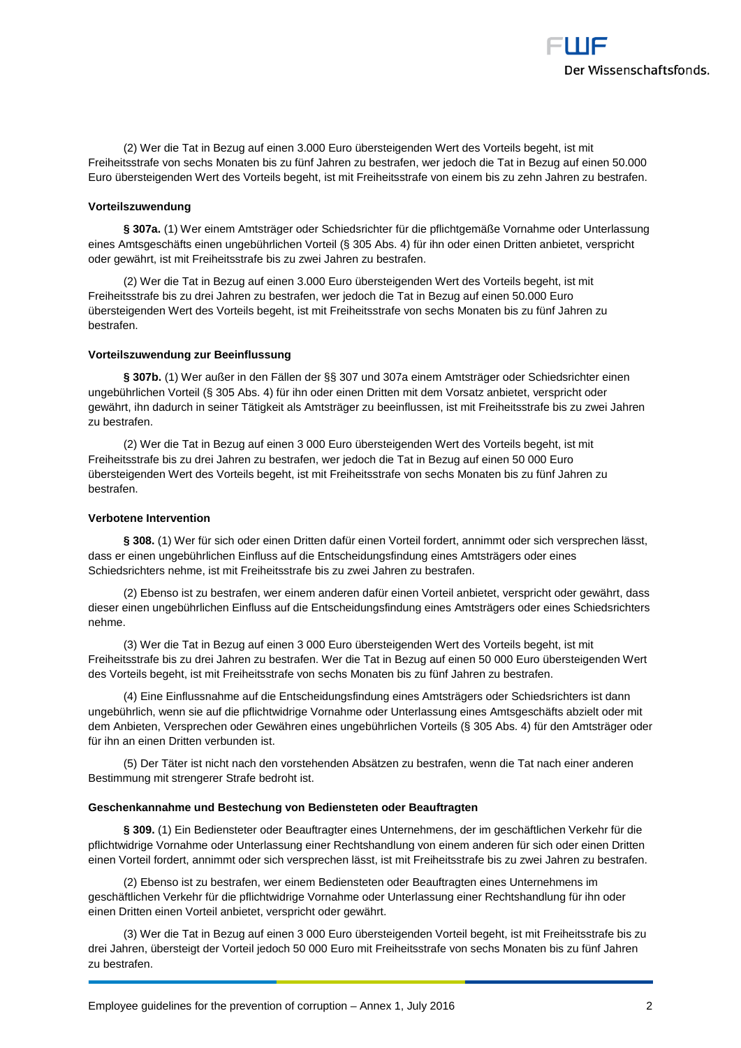(2) Wer die Tat in Bezug auf einen 3.000 Euro übersteigenden Wert des Vorteils begeht, ist mit Freiheitsstrafe von sechs Monaten bis zu fünf Jahren zu bestrafen, wer jedoch die Tat in Bezug auf einen 50.000 Euro übersteigenden Wert des Vorteils begeht, ist mit Freiheitsstrafe von einem bis zu zehn Jahren zu bestrafen.

**Vorteilszuwendung**

**§ 307a.** (1) Wer einem Amtsträger oder Schiedsrichter für die pflichtgemäße Vornahme oder Unterlassung eines Amtsgeschäfts einen ungebührlichen Vorteil (§ 305 Abs. 4) für ihn oder einen Dritten anbietet, verspricht oder gewährt, ist mit Freiheitsstrafe bis zu zwei Jahren zu bestrafen.

(2) Wer die Tat in Bezug auf einen 3.000 Euro übersteigenden Wert des Vorteils begeht, ist mit Freiheitsstrafe bis zu drei Jahren zu bestrafen, wer jedoch die Tat in Bezug auf einen 50.000 Euro übersteigenden Wert des Vorteils begeht, ist mit Freiheitsstrafe von sechs Monaten bis zu fünf Jahren zu bestrafen.

**Vorteilszuwendung zur Beeinflussung**

**§ 307b.** (1) Wer außer in den Fällen der §§ 307 und 307a einem Amtsträger oder Schiedsrichter einen ungebührlichen Vorteil (§ 305 Abs. 4) für ihn oder einen Dritten mit dem Vorsatz anbietet, verspricht oder gewährt, ihn dadurch in seiner Tätigkeit als Amtsträger zu beeinflussen, ist mit Freiheitsstrafe bis zu zwei Jahren zu bestrafen.

(2) Wer die Tat in Bezug auf einen 3 000 Euro übersteigenden Wert des Vorteils begeht, ist mit Freiheitsstrafe bis zu drei Jahren zu bestrafen, wer jedoch die Tat in Bezug auf einen 50 000 Euro übersteigenden Wert des Vorteils begeht, ist mit Freiheitsstrafe von sechs Monaten bis zu fünf Jahren zu bestrafen.

**Verbotene Intervention**

**§ 308.** (1) Wer für sich oder einen Dritten dafür einen Vorteil fordert, annimmt oder sich versprechen lässt, dass er einen ungebührlichen Einfluss auf die Entscheidungsfindung eines Amtsträgers oder eines Schiedsrichters nehme, ist mit Freiheitsstrafe bis zu zwei Jahren zu bestrafen.

(2) Ebenso ist zu bestrafen, wer einem anderen dafür einen Vorteil anbietet, verspricht oder gewährt, dass dieser einen ungebührlichen Einfluss auf die Entscheidungsfindung eines Amtsträgers oder eines Schiedsrichters nehme.

(3) Wer die Tat in Bezug auf einen 3 000 Euro übersteigenden Wert des Vorteils begeht, ist mit Freiheitsstrafe bis zu drei Jahren zu bestrafen. Wer die Tat in Bezug auf einen 50 000 Euro übersteigenden Wert des Vorteils begeht, ist mit Freiheitsstrafe von sechs Monaten bis zu fünf Jahren zu bestrafen.

(4) Eine Einflussnahme auf die Entscheidungsfindung eines Amtsträgers oder Schiedsrichters ist dann ungebührlich, wenn sie auf die pflichtwidrige Vornahme oder Unterlassung eines Amtsgeschäfts abzielt oder mit dem Anbieten, Versprechen oder Gewähren eines ungebührlichen Vorteils (§ 305 Abs. 4) für den Amtsträger oder für ihn an einen Dritten verbunden ist.

(5) Der Täter ist nicht nach den vorstehenden Absätzen zu bestrafen, wenn die Tat nach einer anderen Bestimmung mit strengerer Strafe bedroht ist.

**Geschenkannahme und Bestechung von Bediensteten oder Beauftragten**

**§ 309.** (1) Ein Bediensteter oder Beauftragter eines Unternehmens, der im geschäftlichen Verkehr für die pflichtwidrige Vornahme oder Unterlassung einer Rechtshandlung von einem anderen für sich oder einen Dritten einen Vorteil fordert, annimmt oder sich versprechen lässt, ist mit Freiheitsstrafe bis zu zwei Jahren zu bestrafen.

(2) Ebenso ist zu bestrafen, wer einem Bediensteten oder Beauftragten eines Unternehmens im geschäftlichen Verkehr für die pflichtwidrige Vornahme oder Unterlassung einer Rechtshandlung für ihn oder einen Dritten einen Vorteil anbietet, verspricht oder gewährt.

(3) Wer die Tat in Bezug auf einen 3 000 Euro übersteigenden Vorteil begeht, ist mit Freiheitsstrafe bis zu drei Jahren, übersteigt der Vorteil jedoch 50 000 Euro mit Freiheitsstrafe von sechs Monaten bis zu fünf Jahren zu bestrafen.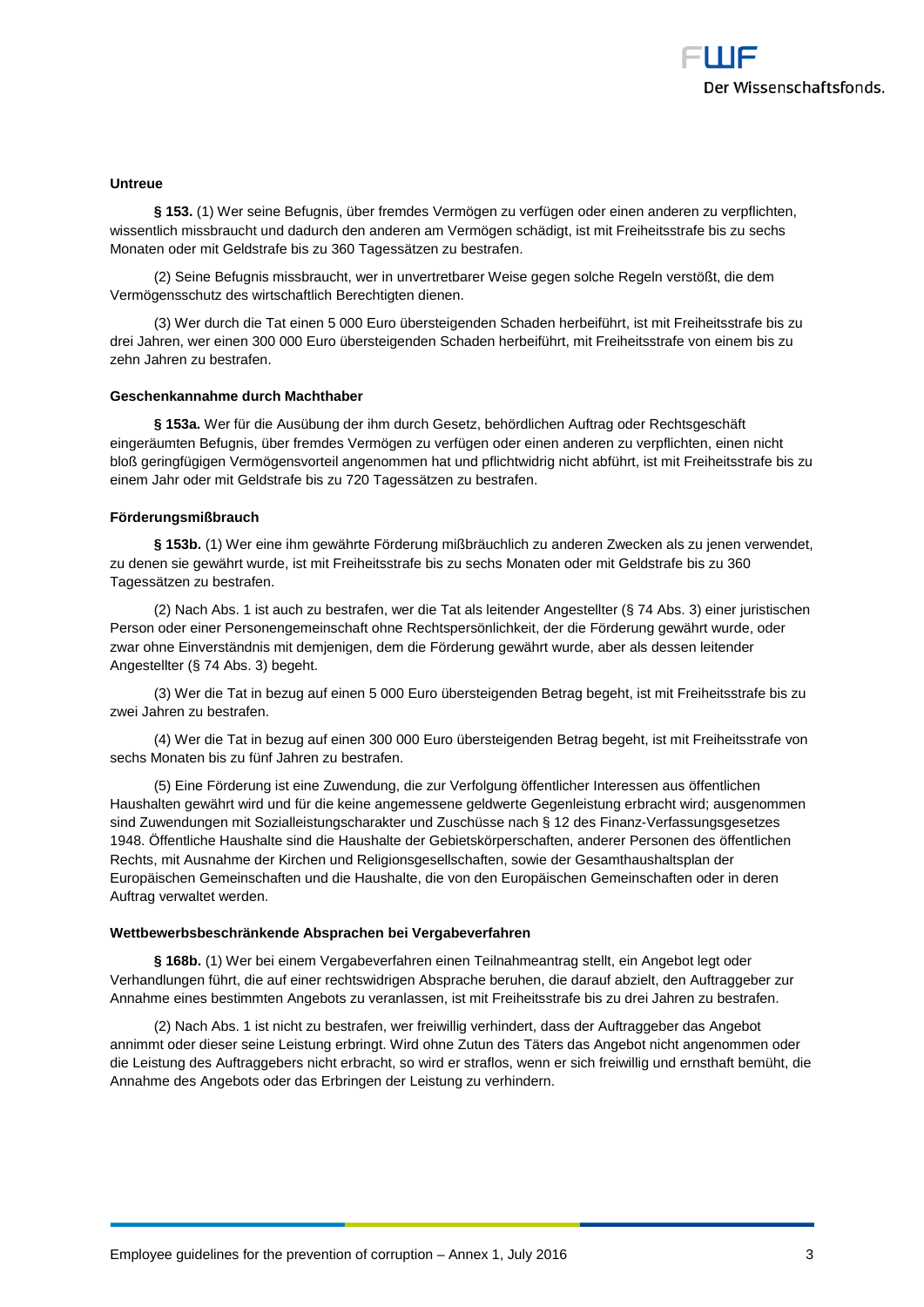**Untreue**

**§ 153.** (1) Wer seine Befugnis, über fremdes Vermögen zu verfügen oder einen anderen zu verpflichten, wissentlich missbraucht und dadurch den anderen am Vermögen schädigt, ist mit Freiheitsstrafe bis zu sechs Monaten oder mit Geldstrafe bis zu 360 Tagessätzen zu bestrafen.

(2) Seine Befugnis missbraucht, wer in unvertretbarer Weise gegen solche Regeln verstößt, die dem Vermögensschutz des wirtschaftlich Berechtigten dienen.

(3) Wer durch die Tat einen 5 000 Euro übersteigenden Schaden herbeiführt, ist mit Freiheitsstrafe bis zu drei Jahren, wer einen 300 000 Euro übersteigenden Schaden herbeiführt, mit Freiheitsstrafe von einem bis zu zehn Jahren zu bestrafen.

**Geschenkannahme durch Machthaber**

**§ 153a.** Wer für die Ausübung der ihm durch Gesetz, behördlichen Auftrag oder Rechtsgeschäft eingeräumten Befugnis, über fremdes Vermögen zu verfügen oder einen anderen zu verpflichten, einen nicht bloß geringfügigen Vermögensvorteil angenommen hat und pflichtwidrig nicht abführt, ist mit Freiheitsstrafe bis zu einem Jahr oder mit Geldstrafe bis zu 720 Tagessätzen zu bestrafen.

**Förderungsmißbrauch**

**§ 153b.** (1) Wer eine ihm gewährte Förderung mißbräuchlich zu anderen Zwecken als zu jenen verwendet, zu denen sie gewährt wurde, ist mit Freiheitsstrafe bis zu sechs Monaten oder mit Geldstrafe bis zu 360 Tagessätzen zu bestrafen.

(2) Nach Abs. 1 ist auch zu bestrafen, wer die Tat als leitender Angestellter (§ 74 Abs. 3) einer juristischen Person oder einer Personengemeinschaft ohne Rechtspersönlichkeit, der die Förderung gewährt wurde, oder zwar ohne Einverständnis mit demjenigen, dem die Förderung gewährt wurde, aber als dessen leitender Angestellter (§ 74 Abs. 3) begeht.

(3) Wer die Tat in bezug auf einen 5 000 Euro übersteigenden Betrag begeht, ist mit Freiheitsstrafe bis zu zwei Jahren zu bestrafen.

(4) Wer die Tat in bezug auf einen 300 000 Euro übersteigenden Betrag begeht, ist mit Freiheitsstrafe von sechs Monaten bis zu fünf Jahren zu bestrafen.

(5) Eine Förderung ist eine Zuwendung, die zur Verfolgung öffentlicher Interessen aus öffentlichen Haushalten gewährt wird und für die keine angemessene geldwerte Gegenleistung erbracht wird; ausgenommen sind Zuwendungen mit Sozialleistungscharakter und Zuschüsse nach § 12 des Finanz-Verfassungsgesetzes 1948. Öffentliche Haushalte sind die Haushalte der Gebietskörperschaften, anderer Personen des öffentlichen Rechts, mit Ausnahme der Kirchen und Religionsgesellschaften, sowie der Gesamthaushaltsplan der Europäischen Gemeinschaften und die Haushalte, die von den Europäischen Gemeinschaften oder in deren Auftrag verwaltet werden.

**Wettbewerbsbeschränkende Absprachen bei Vergabeverfahren**

**§ 168b.** (1) Wer bei einem Vergabeverfahren einen Teilnahmeantrag stellt, ein Angebot legt oder Verhandlungen führt, die auf einer rechtswidrigen Absprache beruhen, die darauf abzielt, den Auftraggeber zur Annahme eines bestimmten Angebots zu veranlassen, ist mit Freiheitsstrafe bis zu drei Jahren zu bestrafen.

(2) Nach Abs. 1 ist nicht zu bestrafen, wer freiwillig verhindert, dass der Auftraggeber das Angebot annimmt oder dieser seine Leistung erbringt. Wird ohne Zutun des Täters das Angebot nicht angenommen oder die Leistung des Auftraggebers nicht erbracht, so wird er straflos, wenn er sich freiwillig und ernsthaft bemüht, die Annahme des Angebots oder das Erbringen der Leistung zu verhindern.